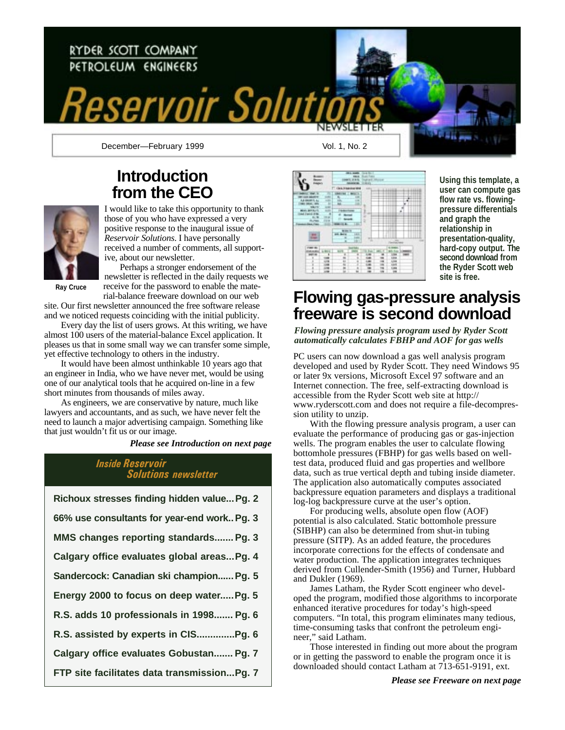# Reservoir Solutions

RYDER SCOTT COMPANY
PETROLEUM ENGINEERS

NEWSLETTER

December—February 1999

Vol. 1, No. 2

## Introduction from the CEO

Ray Cruce

I would like to take this opportunity to thank those of you who have expressed a very positive response to the inaugural issue of *Reservoir Solutions*. I have personally received a number of comments, all supportive, about our newsletter.

Perhaps a stronger endorsement of the newsletter is reflected in the daily requests we receive for the password to enable the material-balance freeware download on our web site. Our first newsletter announced the free software release and we noticed requests coinciding with the initial publicity.

Every day the list of users grows. At this writing, we have almost 100 users of the material-balance Excel application. It pleases us that in some small way we can transfer some simple, yet effective technology to others in the industry.

It would have been almost unthinkable 10 years ago that an engineer in India, who we have never met, would be using one of our analytical tools that he acquired on-line in a few short minutes from thousands of miles away.

As engineers, we are conservative by nature, much like lawyers and accountants, and as such, we have never felt the need to launch a major advertising campaign. Something like that just wouldn't fit us or our image.

***Please see Introduction on next page***

### Inside Reservoir Solutions newsletter

- Richoux stresses finding hidden value... Pg. 2
- 66% use consultants for year-end work.. Pg. 3
- MMS changes reporting standards....... Pg. 3
- Calgary office evaluates global areas... Pg. 4
- Sandercock: Canadian ski champion...... Pg. 5
- Energy 2000 to focus on deep water..... Pg. 5
- R.S. adds 10 professionals in 1998....... Pg. 6
- R.S. assisted by experts in CIS.............. Pg. 6
- Calgary office evaluates Gobustan....... Pg. 7
- FTP site facilitates data transmission... Pg. 7

**Using this template, a user can compute gas flow rate vs. flowing-pressure differentials and graph the relationship in presentation-quality, hard-copy output. The second download from the Ryder Scott web site is free.**

## Flowing gas-pressure analysis freeware is second download

***Flowing pressure analysis program used by Ryder Scott automatically calculates FBHP and AOF for gas wells***

PC users can now download a gas well analysis program developed and used by Ryder Scott. They need Windows 95 or later 9x versions, Microsoft Excel 97 software and an Internet connection. The free, self-extracting download is accessible from the Ryder Scott web site at http://www.ryderscott.com and does not require a file-decompression utility to unzip.

With the flowing pressure analysis program, a user can evaluate the performance of producing gas or gas-injection wells. The program enables the user to calculate flowing bottomhole pressures (FBHP) for gas wells based on well-test data, produced fluid and gas properties and wellbore data, such as true vertical depth and tubing inside diameter. The application also automatically computes associated backpressure equation parameters and displays a traditional log-log backpressure curve at the user's option.

For producing wells, absolute open flow (AOF) potential is also calculated. Static bottomhole pressure (SIBHP) can also be determined from shut-in tubing pressure (SITP). As an added feature, the procedures incorporate corrections for the effects of condensate and water production. The application integrates techniques derived from Cullender-Smith (1956) and Turner, Hubbard and Dukler (1969).

James Latham, the Ryder Scott engineer who developed the program, modified those algorithms to incorporate enhanced iterative procedures for today's high-speed computers. "In total, this program eliminates many tedious, time-consuming tasks that confront the petroleum engineer," said Latham.

Those interested in finding out more about the program or in getting the password to enable the program once it is downloaded should contact Latham at 713-651-9191, ext.

***Please see Freeware on next page***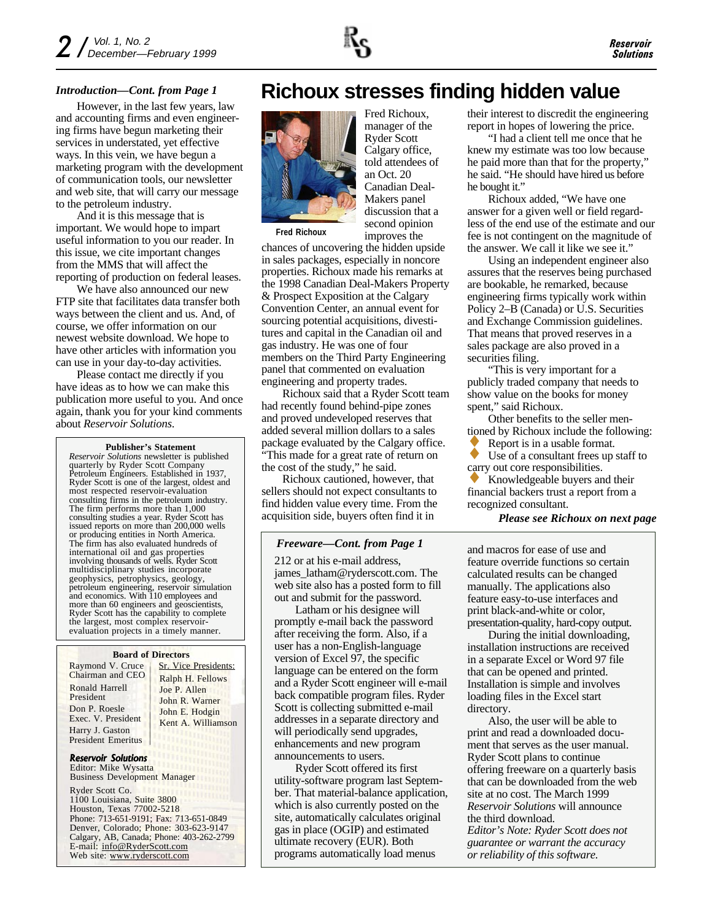### *Introduction—Cont. from Page 1*

However, in the last few years, law and accounting firms and even engineering firms have begun marketing their services in understated, yet effective ways. In this vein, we have begun a marketing program with the development of communication tools, our newsletter and web site, that will carry our message to the petroleum industry.

And it is this message that is important. We would hope to impart useful information to you our reader. In this issue, we cite important changes from the MMS that will affect the reporting of production on federal leases.

We have also announced our new FTP site that facilitates data transfer both ways between the client and us. And, of course, we offer information on our newest website download. We hope to have other articles with information you can use in your day-to-day activities.

Please contact me directly if you have ideas as to how we can make this publication more useful to you. And once again, thank you for your kind comments about *Reservoir Solutions.*

**Publisher's Statement**

*Reservoir Solutions* newsletter is published quarterly by Ryder Scott Company Petroleum Engineers. Established in 1937, Ryder Scott is one of the largest, oldest and most respected reservoir-evaluation consulting firms in the petroleum industry. The firm performs more than 1,000 consulting studies a year. Ryder Scott has issued reports on more than 200,000 wells or producing entities in North America. The firm has also evaluated hundreds of international oil and gas properties involving thousands of wells. Ryder Scott multidisciplinary studies incorporate geophysics, petrophysics, geology, petroleum engineering, reservoir simulation and economics. With 110 employees and more than 60 engineers and geoscientists, Ryder Scott has the capability to complete the largest, most complex reservoir-evaluation projects in a timely manner.

**Board of Directors**

Raymond V. Cruce
Chairman and CEO

Ronald Harrell
President

Don P. Roesle
Exec. V. President

Harry J. Gaston
President Emeritus

Sr. Vice Presidents:
Ralph H. Fellows
Joe P. Allen
John R. Warner
John E. Hodgin
Kent A. Williamson

***Reservoir Solutions***
Editor: Mike Wysatta
Business Development Manager

Ryder Scott Co.
1100 Louisiana, Suite 3800
Houston, Texas 77002-5218
Phone: 713-651-9191; Fax: 713-651-0849
Denver, Colorado; Phone: 303-623-9147
Calgary, AB, Canada; Phone: 403-262-2799
E-mail: info@RyderScott.com
Web site: www.ryderscott.com

# Richoux stresses finding hidden value

**Fred Richoux**

Fred Richoux, manager of the Ryder Scott Calgary office, told attendees of an Oct. 20 Canadian Deal-Makers panel discussion that a second opinion improves the chances of uncovering the hidden upside in sales packages, especially in noncore properties. Richoux made his remarks at the 1998 Canadian Deal-Makers Property & Prospect Exposition at the Calgary Convention Center, an annual event for sourcing potential acquisitions, divestitures and capital in the Canadian oil and gas industry. He was one of four members on the Third Party Engineering panel that commented on evaluation engineering and property trades.

Richoux said that a Ryder Scott team had recently found behind-pipe zones and proved undeveloped reserves that added several million dollars to a sales package evaluated by the Calgary office. "This made for a great rate of return on the cost of the study," he said.

Richoux cautioned, however, that sellers should not expect consultants to find hidden value every time. From the acquisition side, buyers often find it in their interest to discredit the engineering report in hopes of lowering the price.

"I had a client tell me once that he knew my estimate was too low because he paid more than that for the property," he said. "He should have hired us before he bought it."

Richoux added, "We have one answer for a given well or field regardless of the end use of the estimate and our fee is not contingent on the magnitude of the answer. We call it like we see it."

Using an independent engineer also assures that the reserves being purchased are bookable, he remarked, because engineering firms typically work within Policy 2–B (Canada) or U.S. Securities and Exchange Commission guidelines. That means that proved reserves in a sales package are also proved in a securities filing.

"This is very important for a publicly traded company that needs to show value on the books for money spent," said Richoux.

Other benefits to the seller mentioned by Richoux include the following:

- Report is in a usable format.
- Use of a consultant frees up staff to carry out core responsibilities.
- Knowledgeable buyers and their financial backers trust a report from a recognized consultant.

***Please see Richoux on next page***

### *Freeware—Cont. from Page 1*

212 or at his e-mail address, james_latham@ryderscott.com. The web site also has a posted form to fill out and submit for the password.

Latham or his designee will promptly e-mail back the password after receiving the form. Also, if a user has a non-English-language version of Excel 97, the specific language can be entered on the form and a Ryder Scott engineer will e-mail back compatible program files. Ryder Scott is collecting submitted e-mail addresses in a separate directory and will periodically send upgrades, enhancements and new program announcements to users.

Ryder Scott offered its first utility-software program last September. That material-balance application, which is also currently posted on the site, automatically calculates original gas in place (OGIP) and estimated ultimate recovery (EUR). Both programs automatically load menus and macros for ease of use and feature override functions so certain calculated results can be changed manually. The applications also feature easy-to-use interfaces and print black-and-white or color, presentation-quality, hard-copy output.

During the initial downloading, installation instructions are received in a separate Excel or Word 97 file that can be opened and printed. Installation is simple and involves loading files in the Excel start directory.

Also, the user will be able to print and read a downloaded document that serves as the user manual. Ryder Scott plans to continue offering freeware on a quarterly basis that can be downloaded from the web site at no cost. The March 1999 *Reservoir Solutions* will announce the third download.

*Editor's Note: Ryder Scott does not guarantee or warrant the accuracy or reliability of this software.*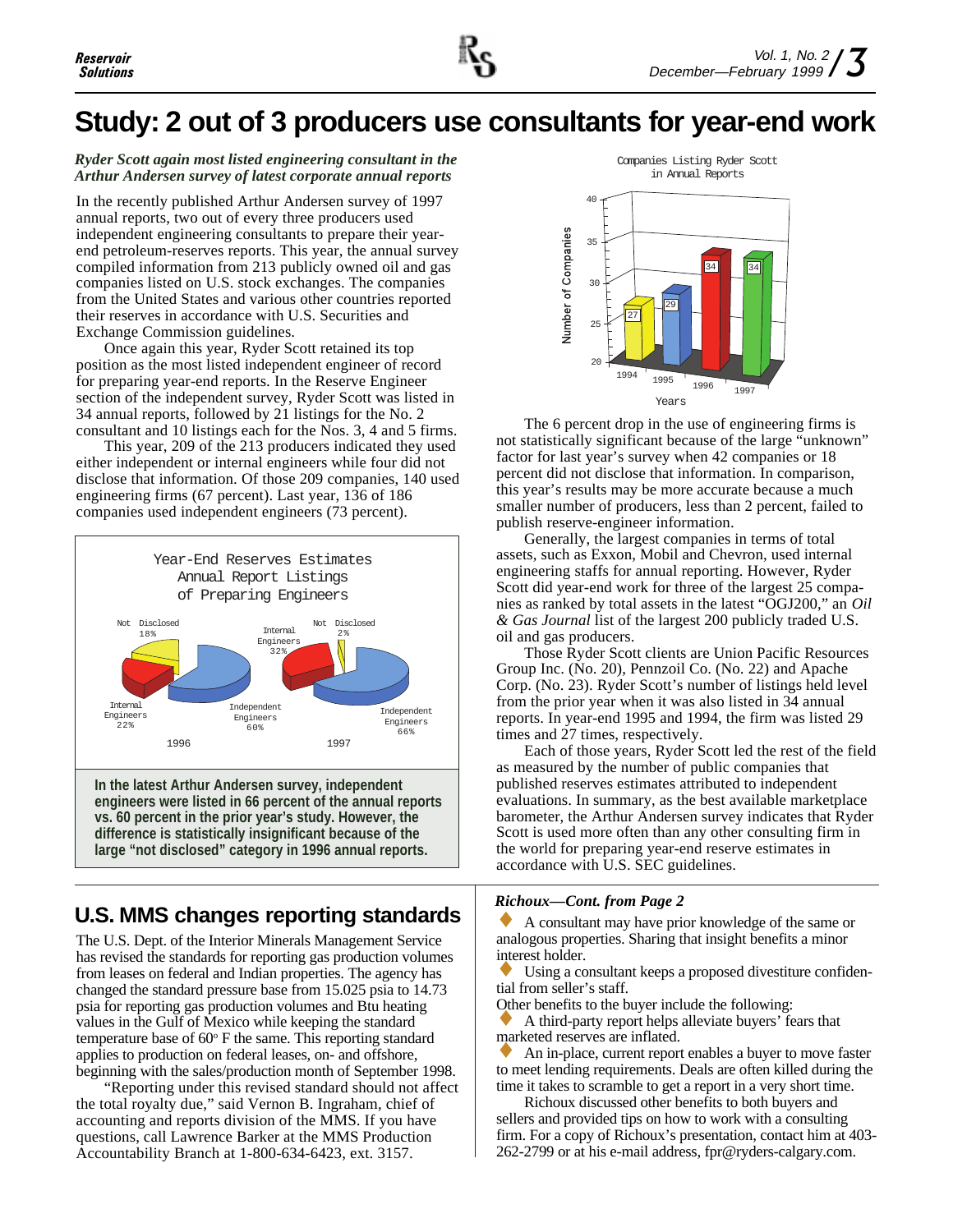# Study: 2 out of 3 producers use consultants for year-end work

*Ryder Scott again most listed engineering consultant in the Arthur Andersen survey of latest corporate annual reports*

In the recently published Arthur Andersen survey of 1997 annual reports, two out of every three producers used independent engineering consultants to prepare their year-end petroleum-reserves reports. This year, the annual survey compiled information from 213 publicly owned oil and gas companies listed on U.S. stock exchanges. The companies from the United States and various other countries reported their reserves in accordance with U.S. Securities and Exchange Commission guidelines.

Once again this year, Ryder Scott retained its top position as the most listed independent engineer of record for preparing year-end reports. In the Reserve Engineer section of the independent survey, Ryder Scott was listed in 34 annual reports, followed by 21 listings for the No. 2 consultant and 10 listings each for the Nos. 3, 4 and 5 firms.

This year, 209 of the 213 producers indicated they used either independent or internal engineers while four did not disclose that information. Of those 209 companies, 140 used engineering firms (67 percent). Last year, 136 of 186 companies used independent engineers (73 percent).

Year-End Reserves Estimates Annual Report Listings of Preparing Engineers

| | 1996 | 1997 |
|---|---|---|
| Independent Engineers | 60% | 66% |
| Internal Engineers | 22% | 32% |
| Not Disclosed | 18% | 2% |

**In the latest Arthur Andersen survey, independent engineers were listed in 66 percent of the annual reports vs. 60 percent in the prior year's study. However, the difference is statistically insignificant because of the large "not disclosed" category in 1996 annual reports.**

Companies Listing Ryder Scott in Annual Reports

| Years | Number of Companies |
|---|---|
| 1994 | 27 |
| 1995 | 29 |
| 1996 | 34 |
| 1997 | 34 |

The 6 percent drop in the use of engineering firms is not statistically significant because of the large "unknown" factor for last year's survey when 42 companies or 18 percent did not disclose that information. In comparison, this year's results may be more accurate because a much smaller number of producers, less than 2 percent, failed to publish reserve-engineer information.

Generally, the largest companies in terms of total assets, such as Exxon, Mobil and Chevron, used internal engineering staffs for annual reporting. However, Ryder Scott did year-end work for three of the largest 25 companies as ranked by total assets in the latest "OGJ200," an *Oil & Gas Journal* list of the largest 200 publicly traded U.S. oil and gas producers.

Those Ryder Scott clients are Union Pacific Resources Group Inc. (No. 20), Pennzoil Co. (No. 22) and Apache Corp. (No. 23). Ryder Scott's number of listings held level from the prior year when it was also listed in 34 annual reports. In year-end 1995 and 1994, the firm was listed 29 times and 27 times, respectively.

Each of those years, Ryder Scott led the rest of the field as measured by the number of public companies that published reserves estimates attributed to independent evaluations. In summary, as the best available marketplace barometer, the Arthur Andersen survey indicates that Ryder Scott is used more often than any other consulting firm in the world for preparing year-end reserve estimates in accordance with U.S. SEC guidelines.

## U.S. MMS changes reporting standards

The U.S. Dept. of the Interior Minerals Management Service has revised the standards for reporting gas production volumes from leases on federal and Indian properties. The agency has changed the standard pressure base from 15.025 psia to 14.73 psia for reporting gas production volumes and Btu heating values in the Gulf of Mexico while keeping the standard temperature base of 60° F the same. This reporting standard applies to production on federal leases, on- and offshore, beginning with the sales/production month of September 1998.

"Reporting under this revised standard should not affect the total royalty due," said Vernon B. Ingraham, chief of accounting and reports division of the MMS. If you have questions, call Lawrence Barker at the MMS Production Accountability Branch at 1-800-634-6423, ext. 3157.

***Richoux—Cont. from Page 2***

- A consultant may have prior knowledge of the same or analogous properties. Sharing that insight benefits a minor interest holder.
- Using a consultant keeps a proposed divestiture confidential from seller's staff.

Other benefits to the buyer include the following:

- A third-party report helps alleviate buyers' fears that marketed reserves are inflated.
- An in-place, current report enables a buyer to move faster to meet lending requirements. Deals are often killed during the time it takes to scramble to get a report in a very short time.

Richoux discussed other benefits to both buyers and sellers and provided tips on how to work with a consulting firm. For a copy of Richoux's presentation, contact him at 403-262-2799 or at his e-mail address, fpr@ryders-calgary.com.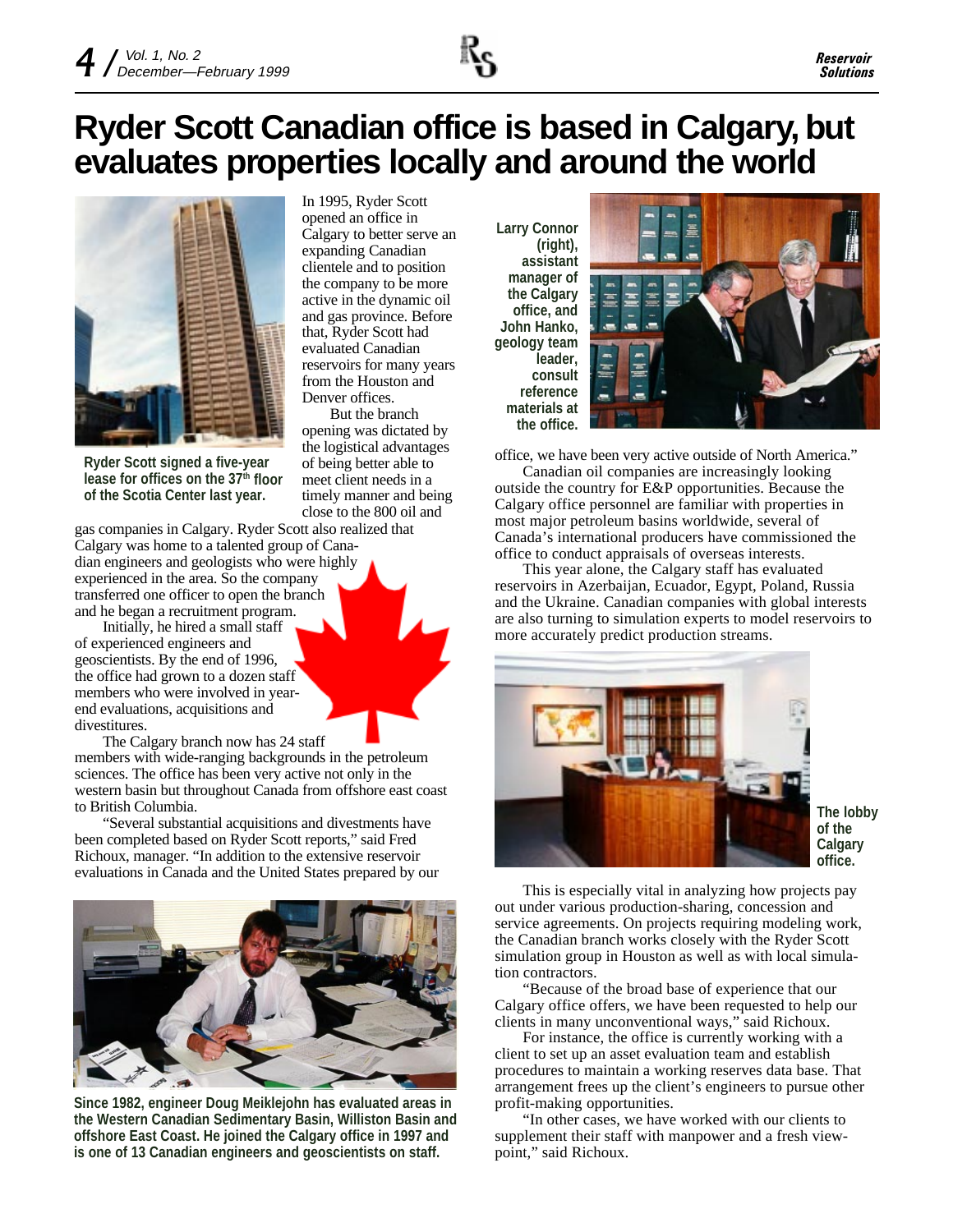# Ryder Scott Canadian office is based in Calgary, but evaluates properties locally and around the world

**Ryder Scott signed a five-year lease for offices on the 37th floor of the Scotia Center last year.**

In 1995, Ryder Scott opened an office in Calgary to better serve an expanding Canadian clientele and to position the company to be more active in the dynamic oil and gas province. Before that, Ryder Scott had evaluated Canadian reservoirs for many years from the Houston and Denver offices.

But the branch opening was dictated by the logistical advantages of being better able to meet client needs in a timely manner and being close to the 800 oil and gas companies in Calgary. Ryder Scott also realized that Calgary was home to a talented group of Canadian engineers and geologists who were highly experienced in the area. So the company transferred one officer to open the branch and he began a recruitment program.

Initially, he hired a small staff of experienced engineers and geoscientists. By the end of 1996, the office had grown to a dozen staff members who were involved in year-end evaluations, acquisitions and divestitures.

The Calgary branch now has 24 staff members with wide-ranging backgrounds in the petroleum sciences. The office has been very active not only in the western basin but throughout Canada from offshore east coast to British Columbia.

"Several substantial acquisitions and divestments have been completed based on Ryder Scott reports," said Fred Richoux, manager. "In addition to the extensive reservoir evaluations in Canada and the United States prepared by our office, we have been very active outside of North America."

**Since 1982, engineer Doug Meiklejohn has evaluated areas in the Western Canadian Sedimentary Basin, Williston Basin and offshore East Coast. He joined the Calgary office in 1997 and is one of 13 Canadian engineers and geoscientists on staff.**

**Larry Connor (right), assistant manager of the Calgary office, and John Hanko, geology team leader, consult reference materials at the office.**

Canadian oil companies are increasingly looking outside the country for E&P opportunities. Because the Calgary office personnel are familiar with properties in most major petroleum basins worldwide, several of Canada's international producers have commissioned the office to conduct appraisals of overseas interests.

This year alone, the Calgary staff has evaluated reservoirs in Azerbaijan, Ecuador, Egypt, Poland, Russia and the Ukraine. Canadian companies with global interests are also turning to simulation experts to model reservoirs to more accurately predict production streams.

**The lobby of the Calgary office.**

This is especially vital in analyzing how projects pay out under various production-sharing, concession and service agreements. On projects requiring modeling work, the Canadian branch works closely with the Ryder Scott simulation group in Houston as well as with local simulation contractors.

"Because of the broad base of experience that our Calgary office offers, we have been requested to help our clients in many unconventional ways," said Richoux.

For instance, the office is currently working with a client to set up an asset evaluation team and establish procedures to maintain a working reserves data base. That arrangement frees up the client's engineers to pursue other profit-making opportunities.

"In other cases, we have worked with our clients to supplement their staff with manpower and a fresh viewpoint," said Richoux.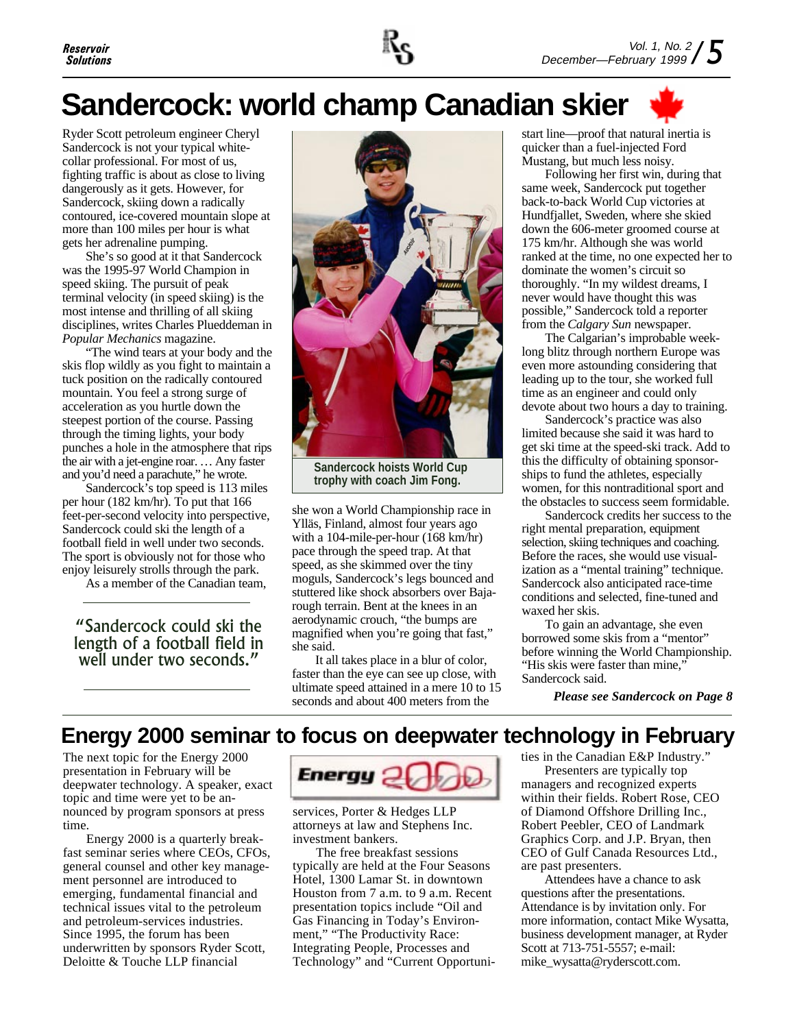# Sandercock: world champ Canadian skier

Ryder Scott petroleum engineer Cheryl Sandercock is not your typical white-collar professional. For most of us, fighting traffic is about as close to living dangerously as it gets. However, for Sandercock, skiing down a radically contoured, ice-covered mountain slope at more than 100 miles per hour is what gets her adrenaline pumping.

She's so good at it that Sandercock was the 1995-97 World Champion in speed skiing. The pursuit of peak terminal velocity (in speed skiing) is the most intense and thrilling of all skiing disciplines, writes Charles Plueddeman in *Popular Mechanics* magazine.

"The wind tears at your body and the skis flop wildly as you fight to maintain a tuck position on the radically contoured mountain. You feel a strong surge of acceleration as you hurtle down the steepest portion of the course. Passing through the timing lights, your body punches a hole in the atmosphere that rips the air with a jet-engine roar. … Any faster and you'd need a parachute," he wrote.

Sandercock's top speed is 113 miles per hour (182 km/hr). To put that 166 feet-per-second velocity into perspective, Sandercock could ski the length of a football field in well under two seconds. The sport is obviously not for those who enjoy leisurely strolls through the park.

As a member of the Canadian team, she won a World Championship race in Ylläs, Finland, almost four years ago with a 104-mile-per-hour (168 km/hr) pace through the speed trap. At that speed, as she skimmed over the tiny moguls, Sandercock's legs bounced and stuttered like shock absorbers over Baja-rough terrain. Bent at the knees in an aerodynamic crouch, "the bumps are magnified when you're going that fast," she said.

> "Sandercock could ski the length of a football field in well under two seconds."

Sandercock hoists World Cup trophy with coach Jim Fong.

It all takes place in a blur of color, faster than the eye can see up close, with ultimate speed attained in a mere 10 to 15 seconds and about 400 meters from the start line—proof that natural inertia is quicker than a fuel-injected Ford Mustang, but much less noisy.

Following her first win, during that same week, Sandercock put together back-to-back World Cup victories at Hundfjallet, Sweden, where she skied down the 606-meter groomed course at 175 km/hr. Although she was world ranked at the time, no one expected her to dominate the women's circuit so thoroughly. "In my wildest dreams, I never would have thought this was possible," Sandercock told a reporter from the *Calgary Sun* newspaper.

The Calgarian's improbable week-long blitz through northern Europe was even more astounding considering that leading up to the tour, she worked full time as an engineer and could only devote about two hours a day to training.

Sandercock's practice was also limited because she said it was hard to get ski time at the speed-ski track. Add to this the difficulty of obtaining sponsorships to fund the athletes, especially women, for this nontraditional sport and the obstacles to success seem formidable.

Sandercock credits her success to the right mental preparation, equipment selection, skiing techniques and coaching. Before the races, she would use visualization as a "mental training" technique. Sandercock also anticipated race-time conditions and selected, fine-tuned and waxed her skis.

To gain an advantage, she even borrowed some skis from a "mentor" before winning the World Championship. "His skis were faster than mine," Sandercock said.

***Please see Sandercock on Page 8***

# Energy 2000 seminar to focus on deepwater technology in February

The next topic for the Energy 2000 presentation in February will be deepwater technology. A speaker, exact topic and time were yet to be announced by program sponsors at press time.

Energy 2000 is a quarterly breakfast seminar series where CEOs, CFOs, general counsel and other key management personnel are introduced to emerging, fundamental financial and technical issues vital to the petroleum and petroleum-services industries. Since 1995, the forum has been underwritten by sponsors Ryder Scott, Deloitte & Touche LLP financial services, Porter & Hedges LLP attorneys at law and Stephens Inc. investment bankers.

The free breakfast sessions typically are held at the Four Seasons Hotel, 1300 Lamar St. in downtown Houston from 7 a.m. to 9 a.m. Recent presentation topics include "Oil and Gas Financing in Today's Environment," "The Productivity Race: Integrating People, Processes and Technology" and "Current Opportunities in the Canadian E&P Industry."

Presenters are typically top managers and recognized experts within their fields. Robert Rose, CEO of Diamond Offshore Drilling Inc., Robert Peebler, CEO of Landmark Graphics Corp. and J.P. Bryan, then CEO of Gulf Canada Resources Ltd., are past presenters.

Attendees have a chance to ask questions after the presentations. Attendance is by invitation only. For more information, contact Mike Wysatta, business development manager, at Ryder Scott at 713-751-5557; e-mail: mike_wysatta@ryderscott.com.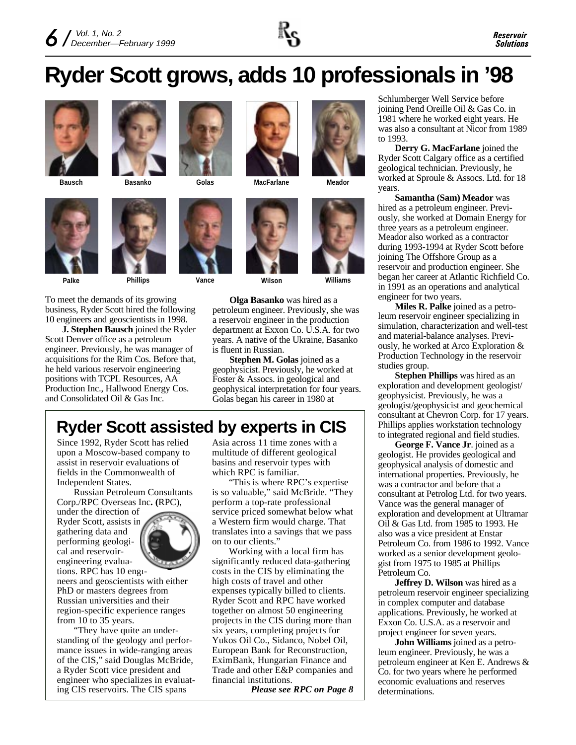# Ryder Scott grows, adds 10 professionals in '98

Bausch Basanko Golas MacFarlane Meador

Palke Phillips Vance Wilson Williams

To meet the demands of its growing business, Ryder Scott hired the following 10 engineers and geoscientists in 1998.

**J. Stephen Bausch** joined the Ryder Scott Denver office as a petroleum engineer. Previously, he was manager of acquisitions for the Rim Cos. Before that, he held various reservoir engineering positions with TCPL Resources, AA Production Inc., Hallwood Energy Cos. and Consolidated Oil & Gas Inc.

**Olga Basanko** was hired as a petroleum engineer. Previously, she was a reservoir engineer in the production department at Exxon Co. U.S.A. for two years. A native of the Ukraine, Basanko is fluent in Russian.

**Stephen M. Golas** joined as a geophysicist. Previously, he worked at Foster & Assocs. in geological and geophysical interpretation for four years. Golas began his career in 1980 at Schlumberger Well Service before joining Pend Oreille Oil & Gas Co. in 1981 where he worked eight years. He was also a consultant at Nicor from 1989 to 1993.

**Derry G. MacFarlane** joined the Ryder Scott Calgary office as a certified geological technician. Previously, he worked at Sproule & Assocs. Ltd. for 18 years.

**Samantha (Sam) Meador** was hired as a petroleum engineer. Previously, she worked at Domain Energy for three years as a petroleum engineer. Meador also worked as a contractor during 1993-1994 at Ryder Scott before joining The Offshore Group as a reservoir and production engineer. She began her career at Atlantic Richfield Co. in 1991 as an operations and analytical engineer for two years.

**Miles R. Palke** joined as a petroleum reservoir engineer specializing in simulation, characterization and well-test and material-balance analyses. Previously, he worked at Arco Exploration & Production Technology in the reservoir studies group.

**Stephen Phillips** was hired as an exploration and development geologist/geophysicist. Previously, he was a geologist/geophysicist and geochemical consultant at Chevron Corp. for 17 years. Phillips applies workstation technology to integrated regional and field studies.

**George F. Vance Jr**. joined as a geologist. He provides geological and geophysical analysis of domestic and international properties. Previously, he was a contractor and before that a consultant at Petrolog Ltd. for two years. Vance was the general manager of exploration and development at Ultramar Oil & Gas Ltd. from 1985 to 1993. He also was a vice president at Enstar Petroleum Co. from 1986 to 1992. Vance worked as a senior development geologist from 1975 to 1985 at Phillips Petroleum Co.

**Jeffrey D. Wilson** was hired as a petroleum reservoir engineer specializing in complex computer and database applications. Previously, he worked at Exxon Co. U.S.A. as a reservoir and project engineer for seven years.

**John Williams** joined as a petroleum engineer. Previously, he was a petroleum engineer at Ken E. Andrews & Co. for two years where he performed economic evaluations and reserves determinations.

## Ryder Scott assisted by experts in CIS

Since 1992, Ryder Scott has relied upon a Moscow-based company to assist in reservoir evaluations of fields in the Commonwealth of Independent States.

Russian Petroleum Consultants Corp./RPC Overseas Inc**.** **(**RPC), under the direction of Ryder Scott, assists in gathering data and performing geological and reservoir-engineering evaluations. RPC has 10 engineers and geoscientists with either PhD or masters degrees from Russian universities and their region-specific experience ranges from 10 to 35 years.

"They have quite an understanding of the geology and performance issues in wide-ranging areas of the CIS," said Douglas McBride, a Ryder Scott vice president and engineer who specializes in evaluating CIS reservoirs. The CIS spans Asia across 11 time zones with a multitude of different geological basins and reservoir types with which RPC is familiar.

"This is where RPC's expertise is so valuable," said McBride. "They perform a top-rate professional service priced somewhat below what a Western firm would charge. That translates into a savings that we pass on to our clients."

Working with a local firm has significantly reduced data-gathering costs in the CIS by eliminating the high costs of travel and other expenses typically billed to clients. Ryder Scott and RPC have worked together on almost 50 engineering projects in the CIS during more than six years, completing projects for Yukos Oil Co., Sidanco, Nobel Oil, European Bank for Reconstruction, EximBank, Hungarian Finance and Trade and other E&P companies and financial institutions.

***Please see RPC on Page 8***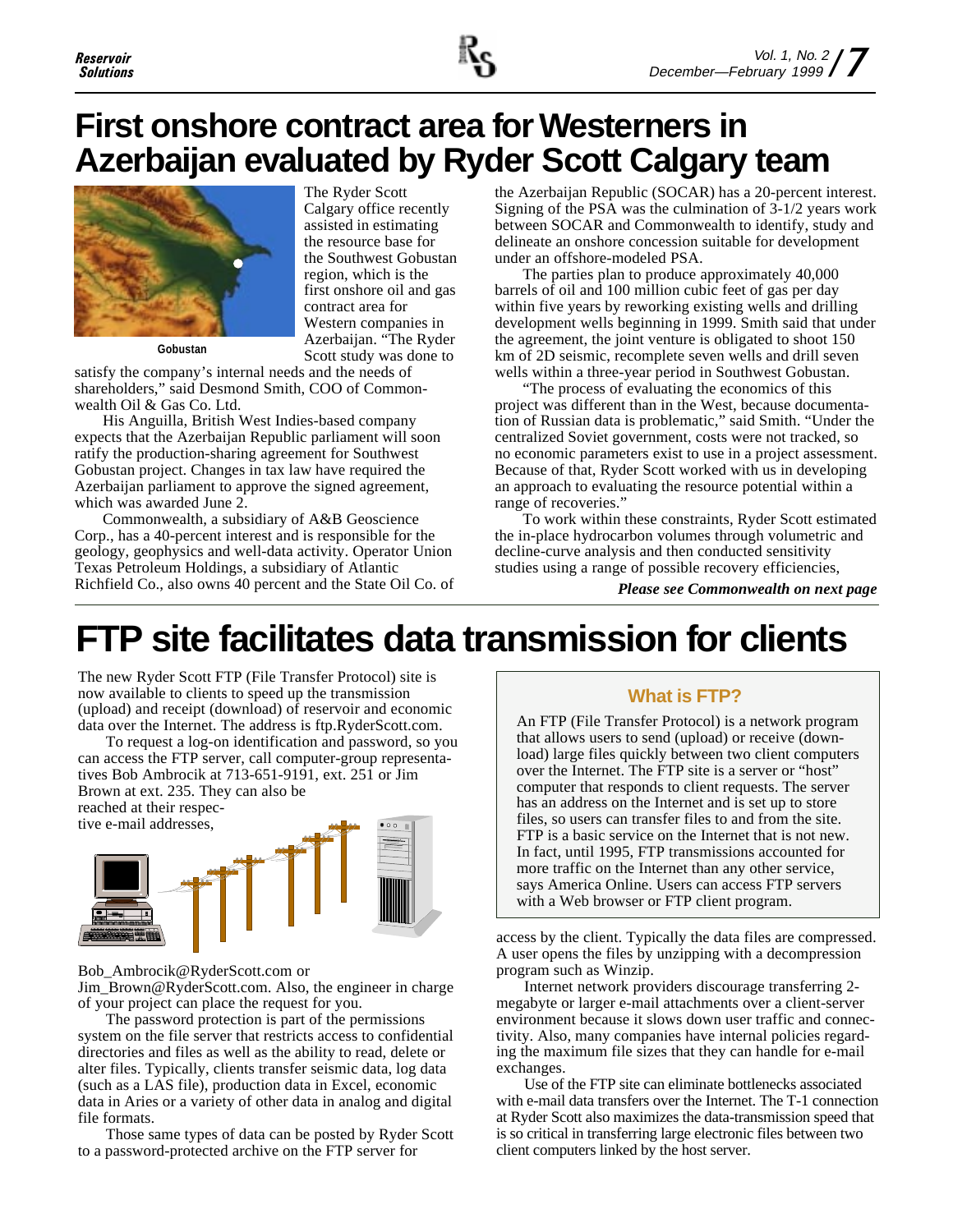# First onshore contract area for Westerners in Azerbaijan evaluated by Ryder Scott Calgary team

Gobustan

The Ryder Scott Calgary office recently assisted in estimating the resource base for the Southwest Gobustan region, which is the first onshore oil and gas contract area for Western companies in Azerbaijan. "The Ryder Scott study was done to satisfy the company's internal needs and the needs of shareholders," said Desmond Smith, COO of Commonwealth Oil & Gas Co. Ltd.

His Anguilla, British West Indies-based company expects that the Azerbaijan Republic parliament will soon ratify the production-sharing agreement for Southwest Gobustan project. Changes in tax law have required the Azerbaijan parliament to approve the signed agreement, which was awarded June 2.

Commonwealth, a subsidiary of A&B Geoscience Corp., has a 40-percent interest and is responsible for the geology, geophysics and well-data activity. Operator Union Texas Petroleum Holdings, a subsidiary of Atlantic Richfield Co., also owns 40 percent and the State Oil Co. of the Azerbaijan Republic (SOCAR) has a 20-percent interest. Signing of the PSA was the culmination of 3-1/2 years work between SOCAR and Commonwealth to identify, study and delineate an onshore concession suitable for development under an offshore-modeled PSA.

The parties plan to produce approximately 40,000 barrels of oil and 100 million cubic feet of gas per day within five years by reworking existing wells and drilling development wells beginning in 1999. Smith said that under the agreement, the joint venture is obligated to shoot 150 km of 2D seismic, recomplete seven wells and drill seven wells within a three-year period in Southwest Gobustan.

"The process of evaluating the economics of this project was different than in the West, because documentation of Russian data is problematic," said Smith. "Under the centralized Soviet government, costs were not tracked, so no economic parameters exist to use in a project assessment. Because of that, Ryder Scott worked with us in developing an approach to evaluating the resource potential within a range of recoveries."

To work within these constraints, Ryder Scott estimated the in-place hydrocarbon volumes through volumetric and decline-curve analysis and then conducted sensitivity studies using a range of possible recovery efficiencies,

***Please see Commonwealth on next page***

# FTP site facilitates data transmission for clients

The new Ryder Scott FTP (File Transfer Protocol) site is now available to clients to speed up the transmission (upload) and receipt (download) of reservoir and economic data over the Internet. The address is ftp.RyderScott.com.

To request a log-on identification and password, so you can access the FTP server, call computer-group representatives Bob Ambrocik at 713-651-9191, ext. 251 or Jim Brown at ext. 235. They can also be reached at their respective e-mail addresses, Bob_Ambrocik@RyderScott.com or Jim_Brown@RyderScott.com. Also, the engineer in charge of your project can place the request for you.

The password protection is part of the permissions system on the file server that restricts access to confidential directories and files as well as the ability to read, delete or alter files. Typically, clients transfer seismic data, log data (such as a LAS file), production data in Excel, economic data in Aries or a variety of other data in analog and digital file formats.

Those same types of data can be posted by Ryder Scott to a password-protected archive on the FTP server for access by the client. Typically the data files are compressed. A user opens the files by unzipping with a decompression program such as Winzip.

Internet network providers discourage transferring 2-megabyte or larger e-mail attachments over a client-server environment because it slows down user traffic and connectivity. Also, many companies have internal policies regarding the maximum file sizes that they can handle for e-mail exchanges.

Use of the FTP site can eliminate bottlenecks associated with e-mail data transfers over the Internet. The T-1 connection at Ryder Scott also maximizes the data-transmission speed that is so critical in transferring large electronic files between two client computers linked by the host server.

### What is FTP?

An FTP (File Transfer Protocol) is a network program that allows users to send (upload) or receive (download) large files quickly between two client computers over the Internet. The FTP site is a server or "host" computer that responds to client requests. The server has an address on the Internet and is set up to store files, so users can transfer files to and from the site. FTP is a basic service on the Internet that is not new. In fact, until 1995, FTP transmissions accounted for more traffic on the Internet than any other service, says America Online. Users can access FTP servers with a Web browser or FTP client program.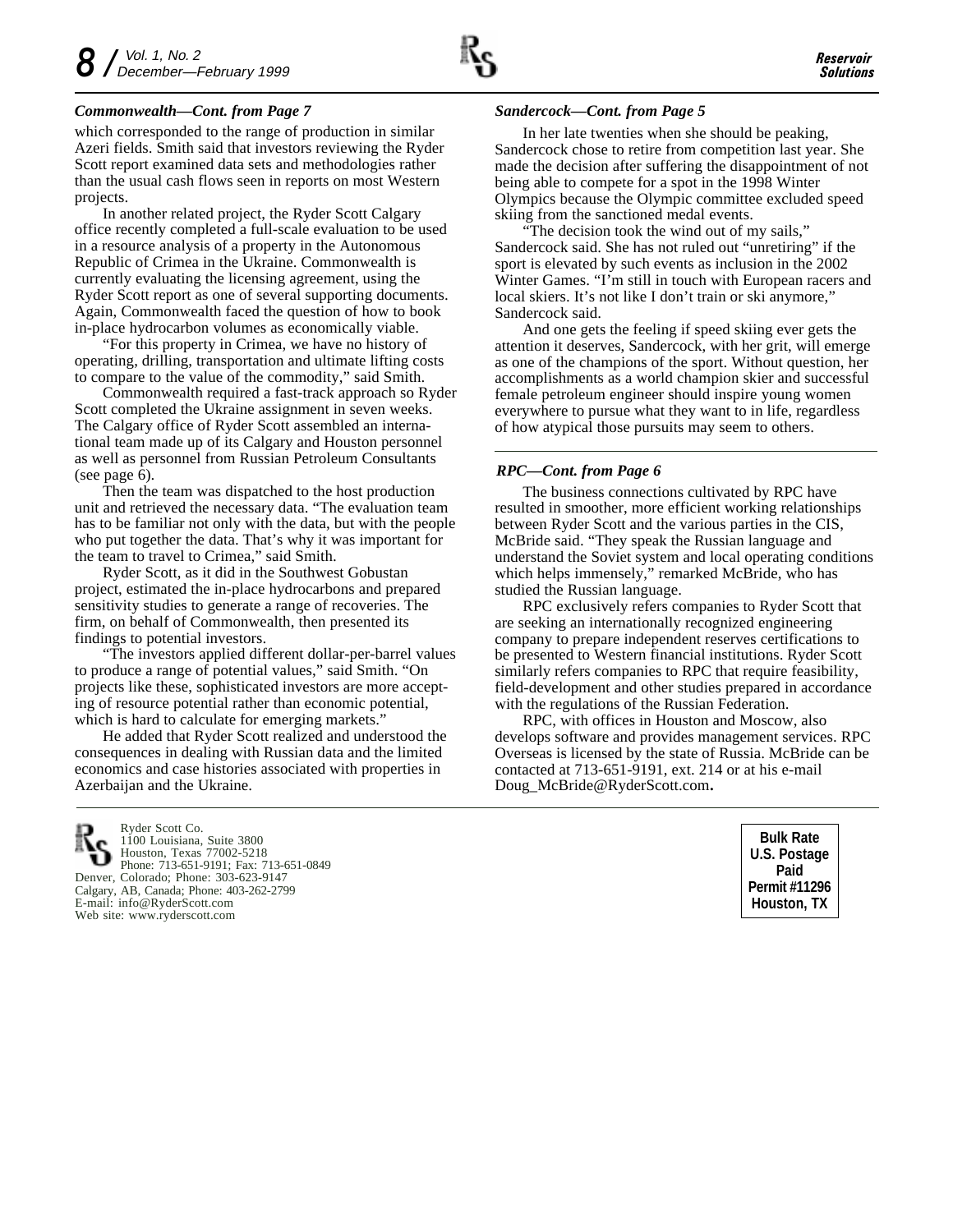***Commonwealth—Cont. from Page 7***

which corresponded to the range of production in similar Azeri fields. Smith said that investors reviewing the Ryder Scott report examined data sets and methodologies rather than the usual cash flows seen in reports on most Western projects.

In another related project, the Ryder Scott Calgary office recently completed a full-scale evaluation to be used in a resource analysis of a property in the Autonomous Republic of Crimea in the Ukraine. Commonwealth is currently evaluating the licensing agreement, using the Ryder Scott report as one of several supporting documents. Again, Commonwealth faced the question of how to book in-place hydrocarbon volumes as economically viable.

"For this property in Crimea, we have no history of operating, drilling, transportation and ultimate lifting costs to compare to the value of the commodity," said Smith.

Commonwealth required a fast-track approach so Ryder Scott completed the Ukraine assignment in seven weeks. The Calgary office of Ryder Scott assembled an international team made up of its Calgary and Houston personnel as well as personnel from Russian Petroleum Consultants (see page 6).

Then the team was dispatched to the host production unit and retrieved the necessary data. "The evaluation team has to be familiar not only with the data, but with the people who put together the data. That's why it was important for the team to travel to Crimea," said Smith.

Ryder Scott, as it did in the Southwest Gobustan project, estimated the in-place hydrocarbons and prepared sensitivity studies to generate a range of recoveries. The firm, on behalf of Commonwealth, then presented its findings to potential investors.

"The investors applied different dollar-per-barrel values to produce a range of potential values," said Smith. "On projects like these, sophisticated investors are more accepting of resource potential rather than economic potential, which is hard to calculate for emerging markets."

He added that Ryder Scott realized and understood the consequences in dealing with Russian data and the limited economics and case histories associated with properties in Azerbaijan and the Ukraine.

***Sandercock—Cont. from Page 5***

In her late twenties when she should be peaking, Sandercock chose to retire from competition last year. She made the decision after suffering the disappointment of not being able to compete for a spot in the 1998 Winter Olympics because the Olympic committee excluded speed skiing from the sanctioned medal events.

"The decision took the wind out of my sails," Sandercock said. She has not ruled out "unretiring" if the sport is elevated by such events as inclusion in the 2002 Winter Games. "I'm still in touch with European racers and local skiers. It's not like I don't train or ski anymore," Sandercock said.

And one gets the feeling if speed skiing ever gets the attention it deserves, Sandercock, with her grit, will emerge as one of the champions of the sport. Without question, her accomplishments as a world champion skier and successful female petroleum engineer should inspire young women everywhere to pursue what they want to in life, regardless of how atypical those pursuits may seem to others.

***RPC—Cont. from Page 6***

The business connections cultivated by RPC have resulted in smoother, more efficient working relationships between Ryder Scott and the various parties in the CIS, McBride said. "They speak the Russian language and understand the Soviet system and local operating conditions which helps immensely," remarked McBride, who has studied the Russian language.

RPC exclusively refers companies to Ryder Scott that are seeking an internationally recognized engineering company to prepare independent reserves certifications to be presented to Western financial institutions. Ryder Scott similarly refers companies to RPC that require feasibility, field-development and other studies prepared in accordance with the regulations of the Russian Federation.

RPC, with offices in Houston and Moscow, also develops software and provides management services. RPC Overseas is licensed by the state of Russia. McBride can be contacted at 713-651-9191, ext. 214 or at his e-mail Doug_McBride@RyderScott.com.

Ryder Scott Co.
1100 Louisiana, Suite 3800
Houston, Texas 77002-5218
Phone: 713-651-9191; Fax: 713-651-0849
Denver, Colorado; Phone: 303-623-9147
Calgary, AB, Canada; Phone: 403-262-2799
E-mail: info@RyderScott.com
Web site: www.ryderscott.com

**Bulk Rate**
**U.S. Postage**
**Paid**
**Permit #11296**
**Houston, TX**